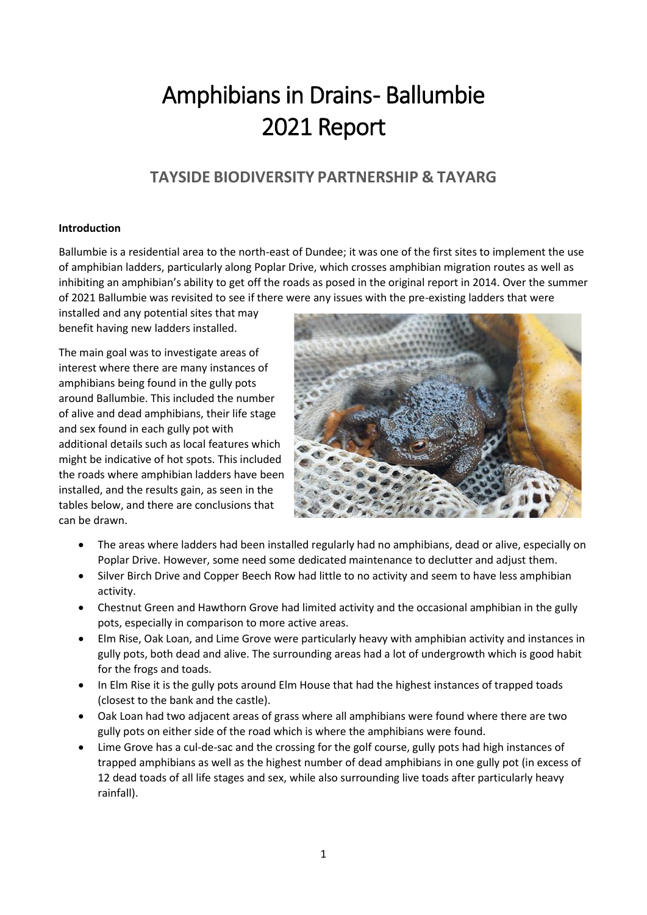# Amphibians in Drains- Ballumbie 2021 Report

## TAYSIDE BIODIVERSITY PARTNERSHIP & TAYARG

**Introduction**

Ballumbie is a residential area to the north-east of Dundee; it was one of the first sites to implement the use of amphibian ladders, particularly along Poplar Drive, which crosses amphibian migration routes as well as inhibiting an amphibian's ability to get off the roads as posed in the original report in 2014. Over the summer of 2021 Ballumbie was revisited to see if there were any issues with the pre-existing ladders that were installed and any potential sites that may benefit having new ladders installed.

The main goal was to investigate areas of interest where there are many instances of amphibians being found in the gully pots around Ballumbie. This included the number of alive and dead amphibians, their life stage and sex found in each gully pot with additional details such as local features which might be indicative of hot spots. This included the roads where amphibian ladders have been installed, and the results gain, as seen in the tables below, and there are conclusions that can be drawn.

- The areas where ladders had been installed regularly had no amphibians, dead or alive, especially on Poplar Drive. However, some need some dedicated maintenance to declutter and adjust them.
- Silver Birch Drive and Copper Beech Row had little to no activity and seem to have less amphibian activity.
- Chestnut Green and Hawthorn Grove had limited activity and the occasional amphibian in the gully pots, especially in comparison to more active areas.
- Elm Rise, Oak Loan, and Lime Grove were particularly heavy with amphibian activity and instances in gully pots, both dead and alive. The surrounding areas had a lot of undergrowth which is good habit for the frogs and toads.
- In Elm Rise it is the gully pots around Elm House that had the highest instances of trapped toads (closest to the bank and the castle).
- Oak Loan had two adjacent areas of grass where all amphibians were found where there are two gully pots on either side of the road which is where the amphibians were found.
- Lime Grove has a cul-de-sac and the crossing for the golf course, gully pots had high instances of trapped amphibians as well as the highest number of dead amphibians in one gully pot (in excess of 12 dead toads of all life stages and sex, while also surrounding live toads after particularly heavy rainfall).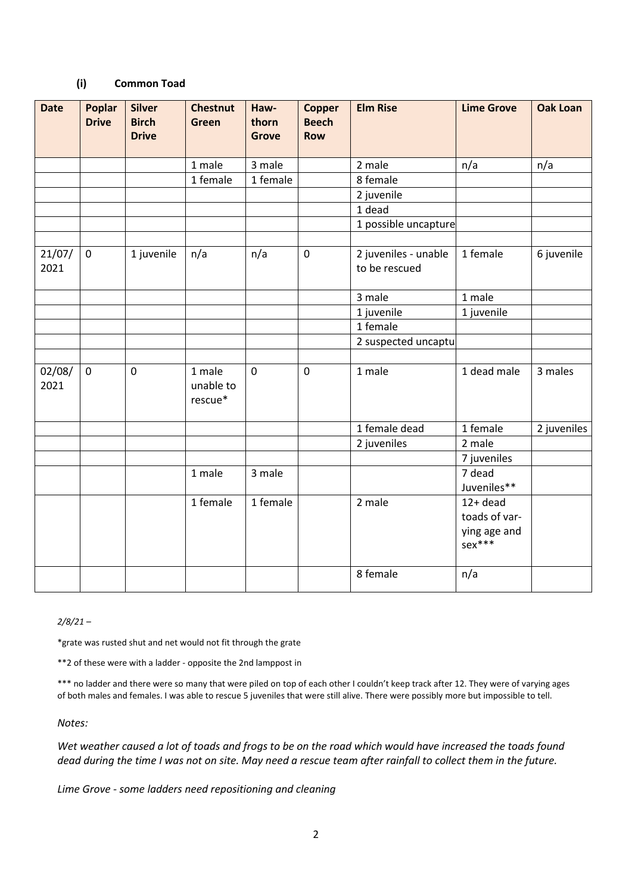### (i) Common Toad

| Date | Poplar Drive | Silver Birch Drive | Chestnut Green | Haw-thorn Grove | Copper Beech Row | Elm Rise | Lime Grove | Oak Loan |
|---|---|---|---|---|---|---|---|---|
| | | | 1 male | 3 male | | 2 male | n/a | n/a |
| | | | 1 female | 1 female | | 8 female | | |
| | | | | | | 2 juvenile | | |
| | | | | | | 1 dead | | |
| | | | | | | 1 possible uncapture | | |
| | | | | | | | | |
| 21/07/2021 | 0 | 1 juvenile | n/a | n/a | 0 | 2 juveniles - unable to be rescued | 1 female | 6 juvenile |
| | | | | | | 3 male | 1 male | |
| | | | | | | 1 juvenile | 1 juvenile | |
| | | | | | | 1 female | | |
| | | | | | | 2 suspected uncaptu | | |
| | | | | | | | | |
| 02/08/2021 | 0 | 0 | 1 male unable to rescue* | 0 | 0 | 1 male | 1 dead male | 3 males |
| | | | | | | 1 female dead | 1 female | 2 juveniles |
| | | | | | | 2 juveniles | 2 male | |
| | | | | | | | 7 juveniles | |
| | | | 1 male | 3 male | | | 7 dead Juveniles** | |
| | | | 1 female | 1 female | | 2 male | 12+ dead toads of var-ying age and sex*** | |
| | | | | | | 8 female | n/a | |

*2/8/21 –*

*grate was rusted shut and net would not fit through the grate

**2 of these were with a ladder - opposite the 2nd lamppost in

*** no ladder and there were so many that were piled on top of each other I couldn't keep track after 12. They were of varying ages of both males and females. I was able to rescue 5 juveniles that were still alive. There were possibly more but impossible to tell.

*Notes:*

*Wet weather caused a lot of toads and frogs to be on the road which would have increased the toads found dead during the time I was not on site. May need a rescue team after rainfall to collect them in the future.*

*Lime Grove - some ladders need repositioning and cleaning*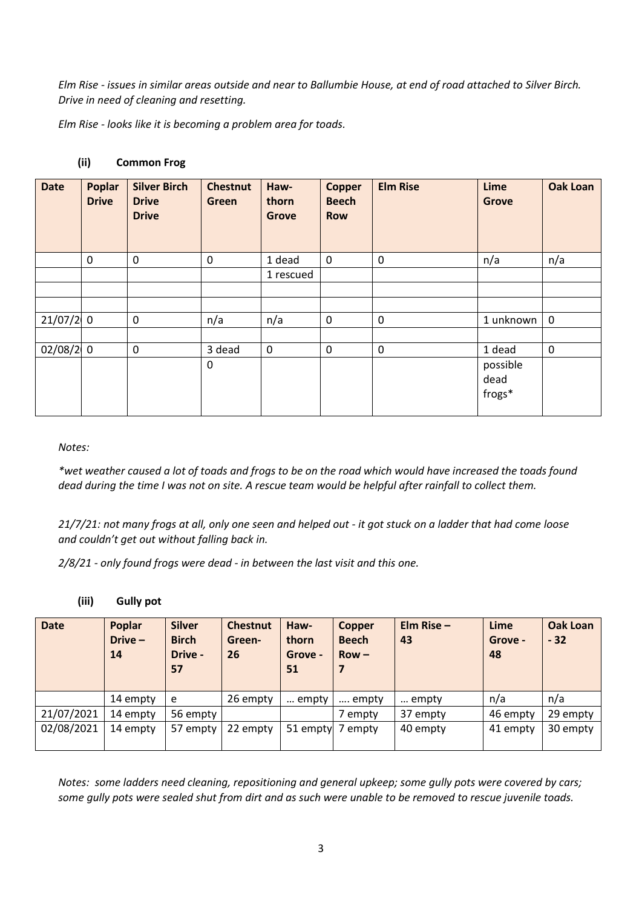*Elm Rise - issues in similar areas outside and near to Ballumbie House, at end of road attached to Silver Birch. Drive in need of cleaning and resetting.*

*Elm Rise - looks like it is becoming a problem area for toads.*

### (ii) Common Frog

| Date | Poplar Drive | Silver Birch Drive Drive | Chestnut Green | Haw-thorn Grove | Copper Beech Row | Elm Rise | Lime Grove | Oak Loan |
|---|---|---|---|---|---|---|---|---|
| | 0 | 0 | 0 | 1 dead | 0 | 0 | n/a | n/a |
| | | | | 1 rescued | | | | |
| | | | | | | | | |
| | | | | | | | | |
| 21/07/2 | 0 | 0 | n/a | n/a | 0 | 0 | 1 unknown | 0 |
| | | | | | | | | |
| 02/08/2 | 0 | 0 | 3 dead | 0 | 0 | 0 | 1 dead | 0 |
| | | | 0 | | | | possible dead frogs* | |

*Notes:*

*\*wet weather caused a lot of toads and frogs to be on the road which would have increased the toads found dead during the time I was not on site. A rescue team would be helpful after rainfall to collect them.*

*21/7/21: not many frogs at all, only one seen and helped out - it got stuck on a ladder that had come loose and couldn't get out without falling back in.*

*2/8/21 - only found frogs were dead - in between the last visit and this one.*

### (iii) Gully pot

| Date | Poplar Drive – 14 | Silver Birch Drive - 57 | Chestnut Green- 26 | Haw-thorn Grove - 51 | Copper Beech Row – 7 | Elm Rise – 43 | Lime Grove - 48 | Oak Loan - 32 |
|---|---|---|---|---|---|---|---|---|
| | 14 empty | e | 26 empty | … empty | …. empty | … empty | n/a | n/a |
| 21/07/2021 | 14 empty | 56 empty | | | 7 empty | 37 empty | 46 empty | 29 empty |
| 02/08/2021 | 14 empty | 57 empty | 22 empty | 51 empty | 7 empty | 40 empty | 41 empty | 30 empty |

*Notes: some ladders need cleaning, repositioning and general upkeep; some gully pots were covered by cars; some gully pots were sealed shut from dirt and as such were unable to be removed to rescue juvenile toads.*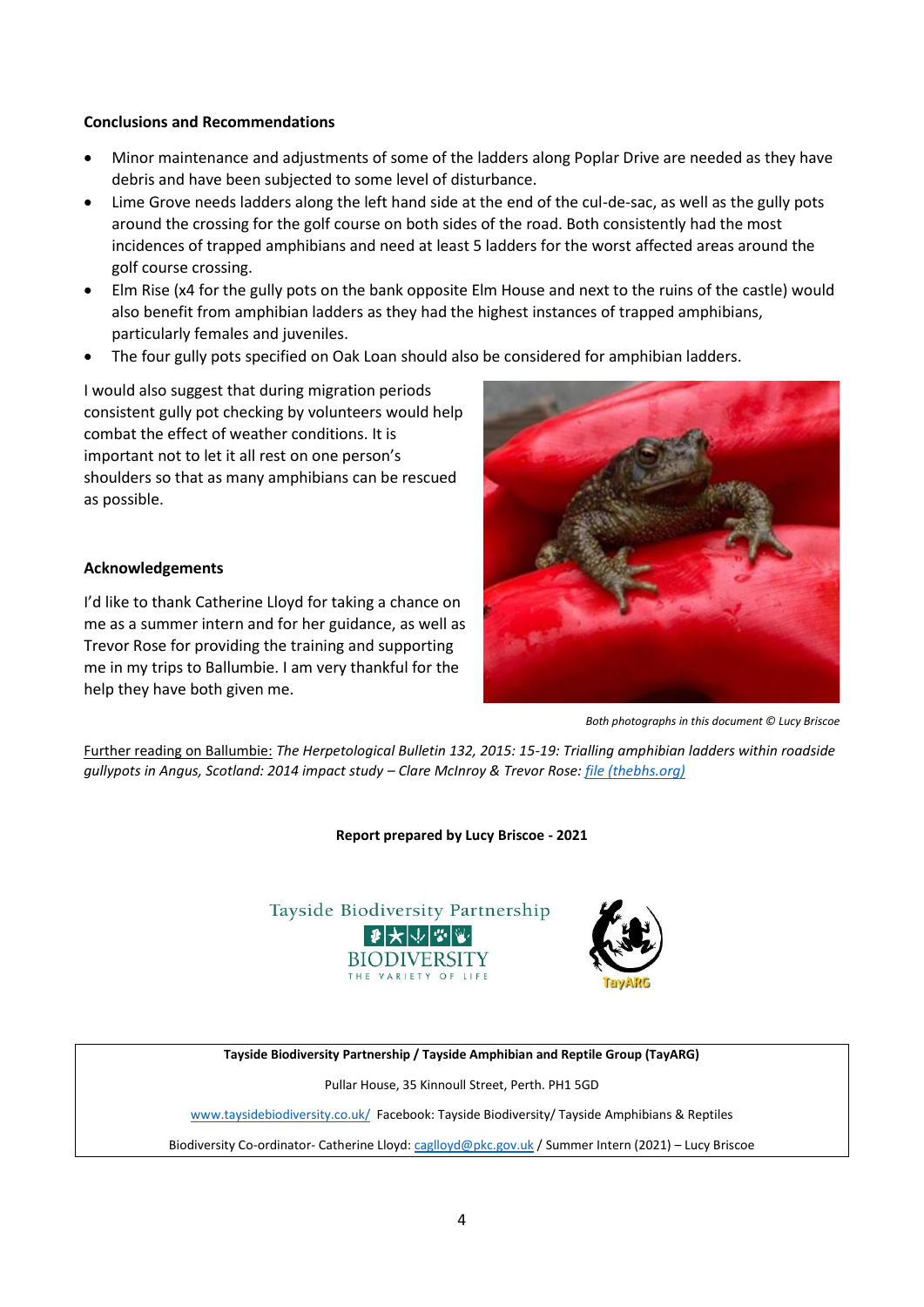**Conclusions and Recommendations**

- Minor maintenance and adjustments of some of the ladders along Poplar Drive are needed as they have debris and have been subjected to some level of disturbance.
- Lime Grove needs ladders along the left hand side at the end of the cul-de-sac, as well as the gully pots around the crossing for the golf course on both sides of the road. Both consistently had the most incidences of trapped amphibians and need at least 5 ladders for the worst affected areas around the golf course crossing.
- Elm Rise (x4 for the gully pots on the bank opposite Elm House and next to the ruins of the castle) would also benefit from amphibian ladders as they had the highest instances of trapped amphibians, particularly females and juveniles.
- The four gully pots specified on Oak Loan should also be considered for amphibian ladders.

I would also suggest that during migration periods consistent gully pot checking by volunteers would help combat the effect of weather conditions. It is important not to let it all rest on one person's shoulders so that as many amphibians can be rescued as possible.

**Acknowledgements**

I'd like to thank Catherine Lloyd for taking a chance on me as a summer intern and for her guidance, as well as Trevor Rose for providing the training and supporting me in my trips to Ballumbie. I am very thankful for the help they have both given me.

*Both photographs in this document © Lucy Briscoe*

Further reading on Ballumbie: *The Herpetological Bulletin 132, 2015: 15-19: Trialling amphibian ladders within roadside gullypots in Angus, Scotland: 2014 impact study – Clare McInroy & Trevor Rose: file (thebhs.org)*

**Report prepared by Lucy Briscoe - 2021**

Tayside Biodiversity Partnership

BIODIVERSITY

THE VARIETY OF LIFE

TayARG

**Tayside Biodiversity Partnership / Tayside Amphibian and Reptile Group (TayARG)**

Pullar House, 35 Kinnoull Street, Perth. PH1 5GD

www.taysidebiodiversity.co.uk/ Facebook: Tayside Biodiversity/ Tayside Amphibians & Reptiles

Biodiversity Co-ordinator- Catherine Lloyd: caglloyd@pkc.gov.uk / Summer Intern (2021) – Lucy Briscoe